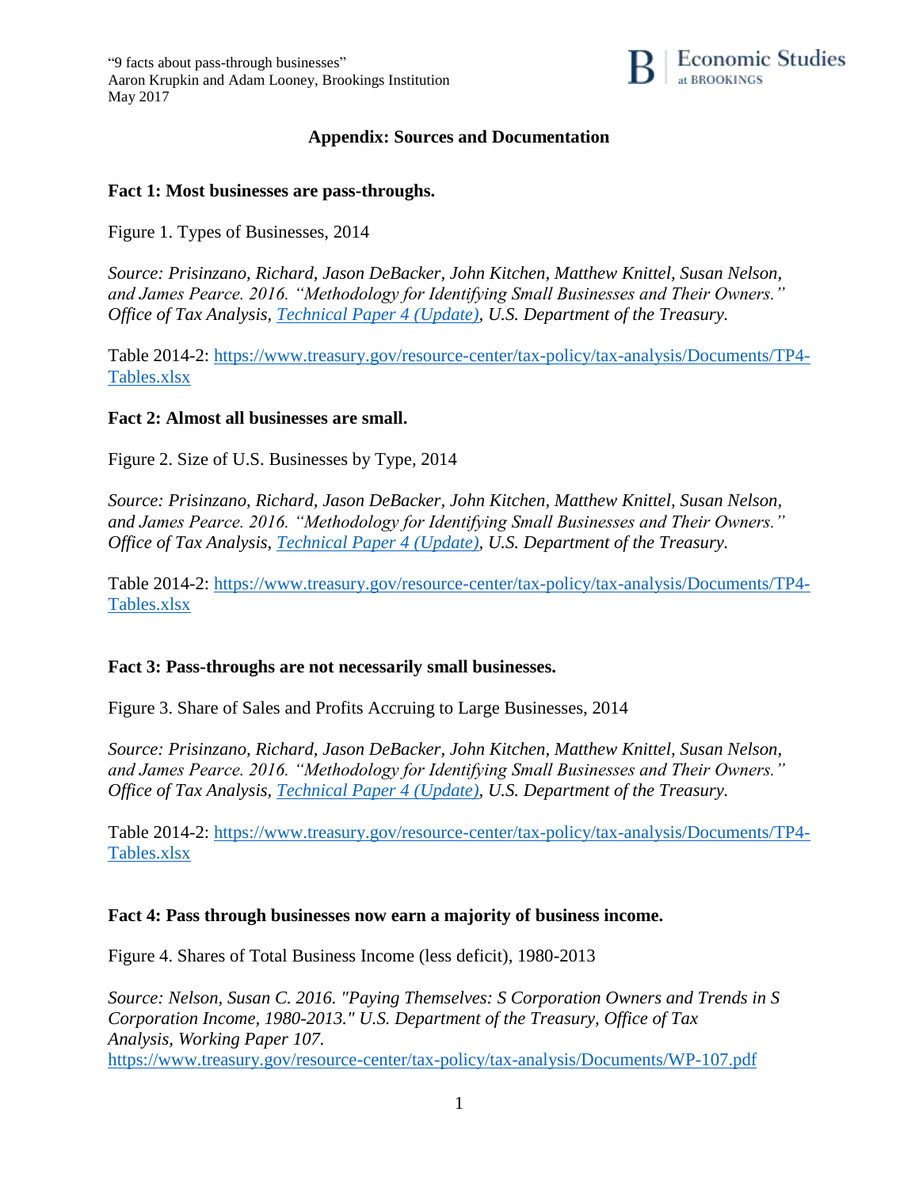"9 facts about pass-through businesses"
Aaron Krupkin and Adam Looney, Brookings Institution
May 2017

## Appendix: Sources and Documentation

**Fact 1: Most businesses are pass-throughs.**

Figure 1. Types of Businesses, 2014

*Source: Prisinzano, Richard, Jason DeBacker, John Kitchen, Matthew Knittel, Susan Nelson, and James Pearce. 2016. "Methodology for Identifying Small Businesses and Their Owners." Office of Tax Analysis, Technical Paper 4 (Update), U.S. Department of the Treasury.*

Table 2014-2: https://www.treasury.gov/resource-center/tax-policy/tax-analysis/Documents/TP4-Tables.xlsx

**Fact 2: Almost all businesses are small.**

Figure 2. Size of U.S. Businesses by Type, 2014

*Source: Prisinzano, Richard, Jason DeBacker, John Kitchen, Matthew Knittel, Susan Nelson, and James Pearce. 2016. "Methodology for Identifying Small Businesses and Their Owners." Office of Tax Analysis, Technical Paper 4 (Update), U.S. Department of the Treasury.*

Table 2014-2: https://www.treasury.gov/resource-center/tax-policy/tax-analysis/Documents/TP4-Tables.xlsx

**Fact 3: Pass-throughs are not necessarily small businesses.**

Figure 3. Share of Sales and Profits Accruing to Large Businesses, 2014

*Source: Prisinzano, Richard, Jason DeBacker, John Kitchen, Matthew Knittel, Susan Nelson, and James Pearce. 2016. "Methodology for Identifying Small Businesses and Their Owners." Office of Tax Analysis, Technical Paper 4 (Update), U.S. Department of the Treasury.*

Table 2014-2: https://www.treasury.gov/resource-center/tax-policy/tax-analysis/Documents/TP4-Tables.xlsx

**Fact 4: Pass through businesses now earn a majority of business income.**

Figure 4. Shares of Total Business Income (less deficit), 1980-2013

*Source: Nelson, Susan C. 2016. "Paying Themselves: S Corporation Owners and Trends in S Corporation Income, 1980-2013." U.S. Department of the Treasury, Office of Tax Analysis, Working Paper 107.*
https://www.treasury.gov/resource-center/tax-policy/tax-analysis/Documents/WP-107.pdf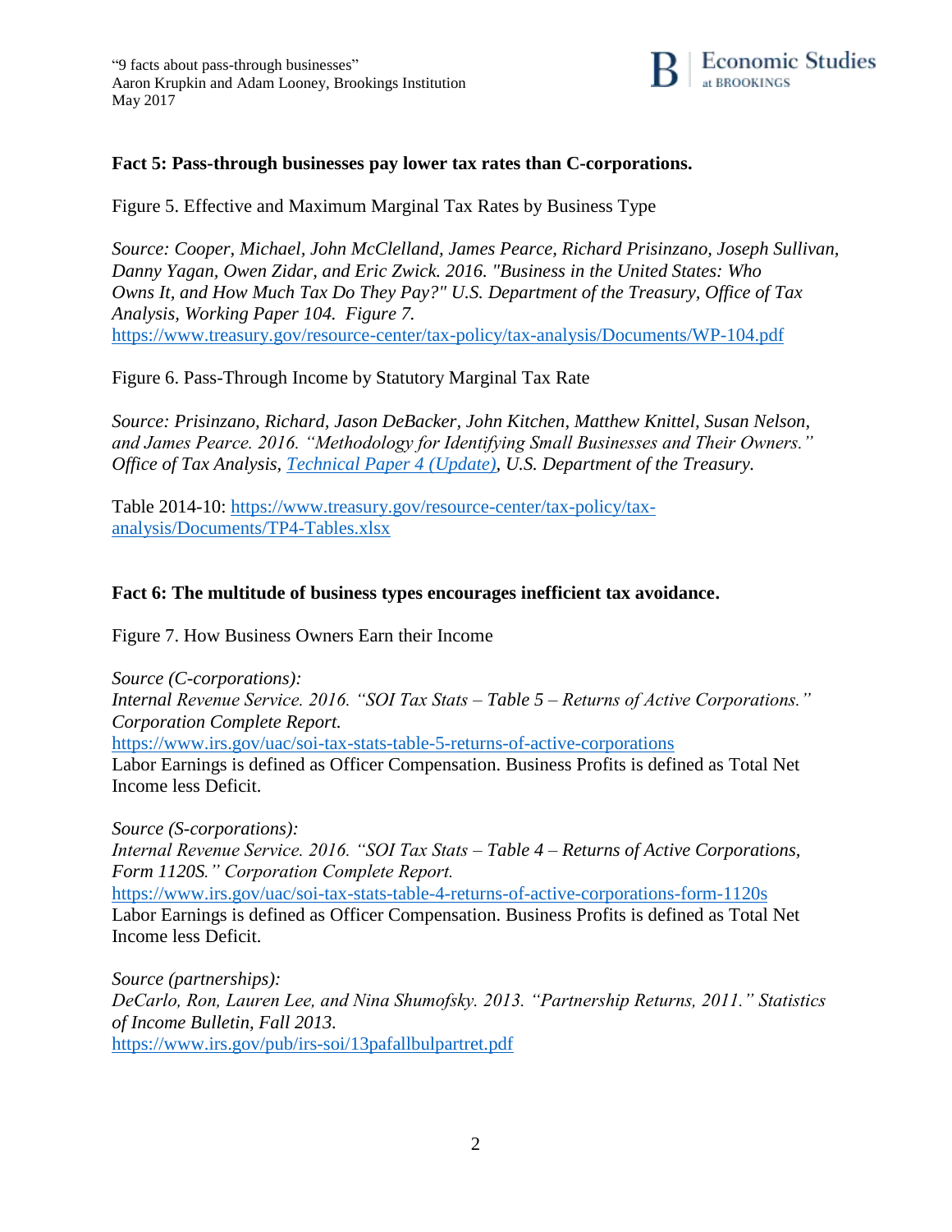**Fact 5: Pass-through businesses pay lower tax rates than C-corporations.**

Figure 5. Effective and Maximum Marginal Tax Rates by Business Type

*Source: Cooper, Michael, John McClelland, James Pearce, Richard Prisinzano, Joseph Sullivan, Danny Yagan, Owen Zidar, and Eric Zwick. 2016. "Business in the United States: Who Owns It, and How Much Tax Do They Pay?" U.S. Department of the Treasury, Office of Tax Analysis, Working Paper 104. Figure 7.*
https://www.treasury.gov/resource-center/tax-policy/tax-analysis/Documents/WP-104.pdf

Figure 6. Pass-Through Income by Statutory Marginal Tax Rate

*Source: Prisinzano, Richard, Jason DeBacker, John Kitchen, Matthew Knittel, Susan Nelson, and James Pearce. 2016. "Methodology for Identifying Small Businesses and Their Owners." Office of Tax Analysis, Technical Paper 4 (Update), U.S. Department of the Treasury.*

Table 2014-10: https://www.treasury.gov/resource-center/tax-policy/tax-analysis/Documents/TP4-Tables.xlsx

**Fact 6: The multitude of business types encourages inefficient tax avoidance.**

Figure 7. How Business Owners Earn their Income

*Source (C-corporations):*
*Internal Revenue Service. 2016. "SOI Tax Stats – Table 5 – Returns of Active Corporations." Corporation Complete Report.*
https://www.irs.gov/uac/soi-tax-stats-table-5-returns-of-active-corporations
Labor Earnings is defined as Officer Compensation. Business Profits is defined as Total Net Income less Deficit.

*Source (S-corporations):*
*Internal Revenue Service. 2016. "SOI Tax Stats – Table 4 – Returns of Active Corporations, Form 1120S." Corporation Complete Report.*
https://www.irs.gov/uac/soi-tax-stats-table-4-returns-of-active-corporations-form-1120s
Labor Earnings is defined as Officer Compensation. Business Profits is defined as Total Net Income less Deficit.

*Source (partnerships):*
*DeCarlo, Ron, Lauren Lee, and Nina Shumofsky. 2013. "Partnership Returns, 2011." Statistics of Income Bulletin, Fall 2013.*
https://www.irs.gov/pub/irs-soi/13pafallbulpartret.pdf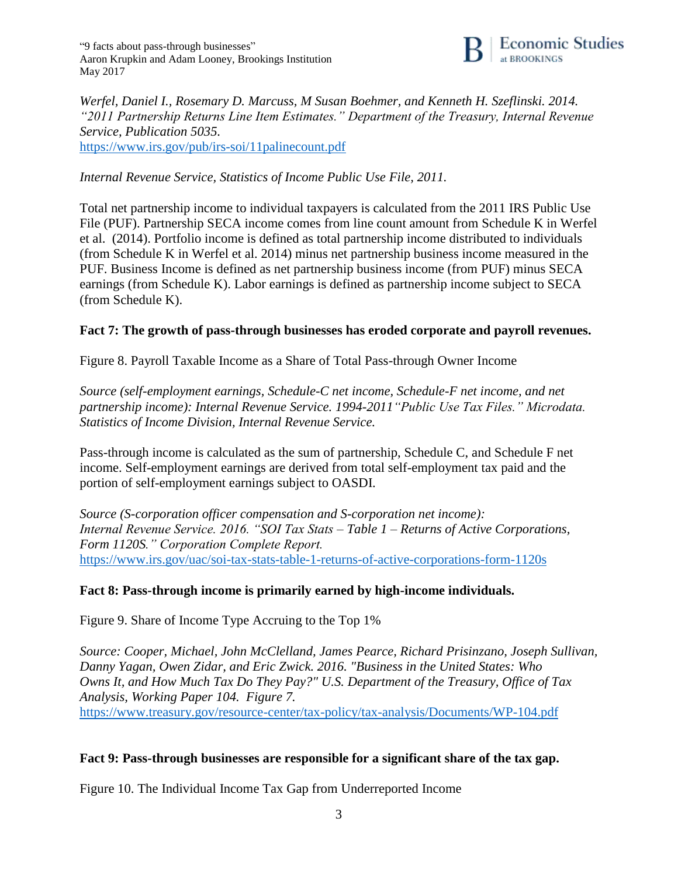*Werfel, Daniel I., Rosemary D. Marcuss, M Susan Boehmer, and Kenneth H. Szeflinski. 2014. "2011 Partnership Returns Line Item Estimates." Department of the Treasury, Internal Revenue Service, Publication 5035.*
https://www.irs.gov/pub/irs-soi/11palinecount.pdf

*Internal Revenue Service, Statistics of Income Public Use File, 2011.*

Total net partnership income to individual taxpayers is calculated from the 2011 IRS Public Use File (PUF). Partnership SECA income comes from line count amount from Schedule K in Werfel et al. (2014). Portfolio income is defined as total partnership income distributed to individuals (from Schedule K in Werfel et al. 2014) minus net partnership business income measured in the PUF. Business Income is defined as net partnership business income (from PUF) minus SECA earnings (from Schedule K). Labor earnings is defined as partnership income subject to SECA (from Schedule K).

**Fact 7: The growth of pass-through businesses has eroded corporate and payroll revenues.**

Figure 8. Payroll Taxable Income as a Share of Total Pass-through Owner Income

*Source (self-employment earnings, Schedule-C net income, Schedule-F net income, and net partnership income): Internal Revenue Service. 1994-2011"Public Use Tax Files." Microdata. Statistics of Income Division, Internal Revenue Service.*

Pass-through income is calculated as the sum of partnership, Schedule C, and Schedule F net income. Self-employment earnings are derived from total self-employment tax paid and the portion of self-employment earnings subject to OASDI.

*Source (S-corporation officer compensation and S-corporation net income): Internal Revenue Service. 2016. "SOI Tax Stats – Table 1 – Returns of Active Corporations, Form 1120S." Corporation Complete Report.*
https://www.irs.gov/uac/soi-tax-stats-table-1-returns-of-active-corporations-form-1120s

**Fact 8: Pass-through income is primarily earned by high-income individuals.**

Figure 9. Share of Income Type Accruing to the Top 1%

*Source: Cooper, Michael, John McClelland, James Pearce, Richard Prisinzano, Joseph Sullivan, Danny Yagan, Owen Zidar, and Eric Zwick. 2016. "Business in the United States: Who Owns It, and How Much Tax Do They Pay?" U.S. Department of the Treasury, Office of Tax Analysis, Working Paper 104. Figure 7.*
https://www.treasury.gov/resource-center/tax-policy/tax-analysis/Documents/WP-104.pdf

**Fact 9: Pass-through businesses are responsible for a significant share of the tax gap.**

Figure 10. The Individual Income Tax Gap from Underreported Income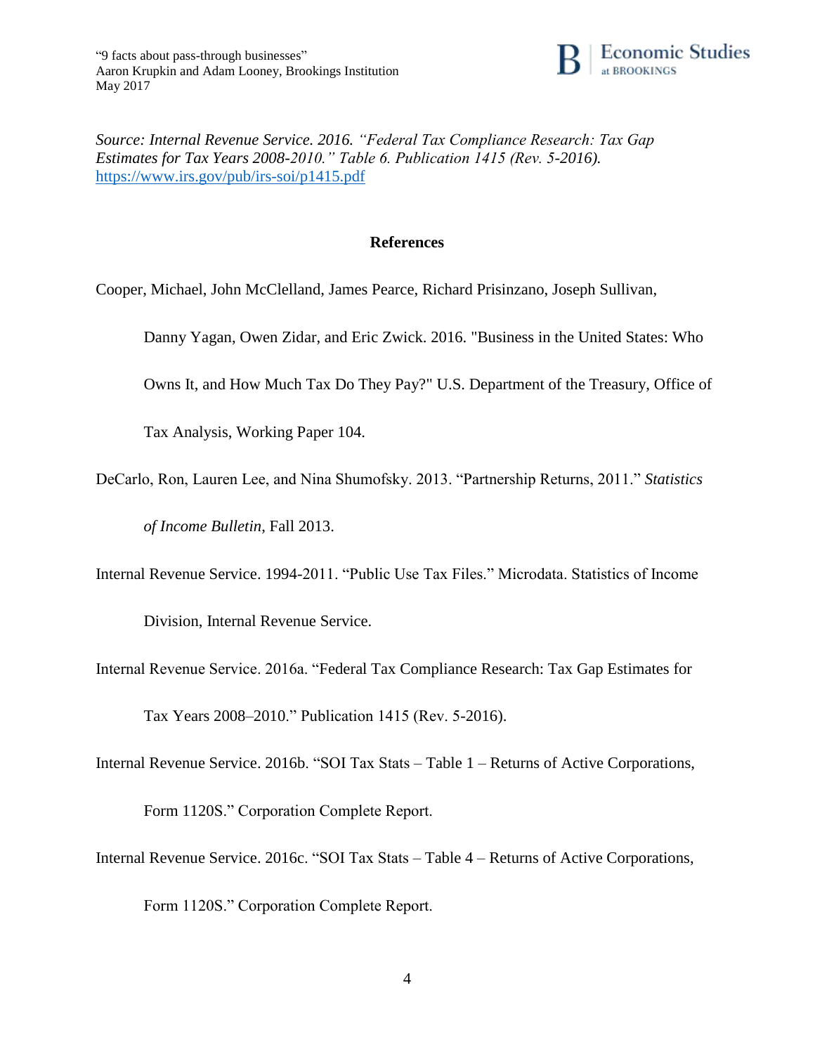*Source: Internal Revenue Service. 2016. "Federal Tax Compliance Research: Tax Gap Estimates for Tax Years 2008-2010." Table 6. Publication 1415 (Rev. 5-2016).* https://www.irs.gov/pub/irs-soi/p1415.pdf

## References

Cooper, Michael, John McClelland, James Pearce, Richard Prisinzano, Joseph Sullivan, Danny Yagan, Owen Zidar, and Eric Zwick. 2016. "Business in the United States: Who Owns It, and How Much Tax Do They Pay?" U.S. Department of the Treasury, Office of Tax Analysis, Working Paper 104.

DeCarlo, Ron, Lauren Lee, and Nina Shumofsky. 2013. "Partnership Returns, 2011." *Statistics of Income Bulletin*, Fall 2013.

Internal Revenue Service. 1994-2011. "Public Use Tax Files." Microdata. Statistics of Income Division, Internal Revenue Service.

Internal Revenue Service. 2016a. "Federal Tax Compliance Research: Tax Gap Estimates for Tax Years 2008–2010." Publication 1415 (Rev. 5-2016).

Internal Revenue Service. 2016b. "SOI Tax Stats – Table 1 – Returns of Active Corporations, Form 1120S." Corporation Complete Report.

Internal Revenue Service. 2016c. "SOI Tax Stats – Table 4 – Returns of Active Corporations, Form 1120S." Corporation Complete Report.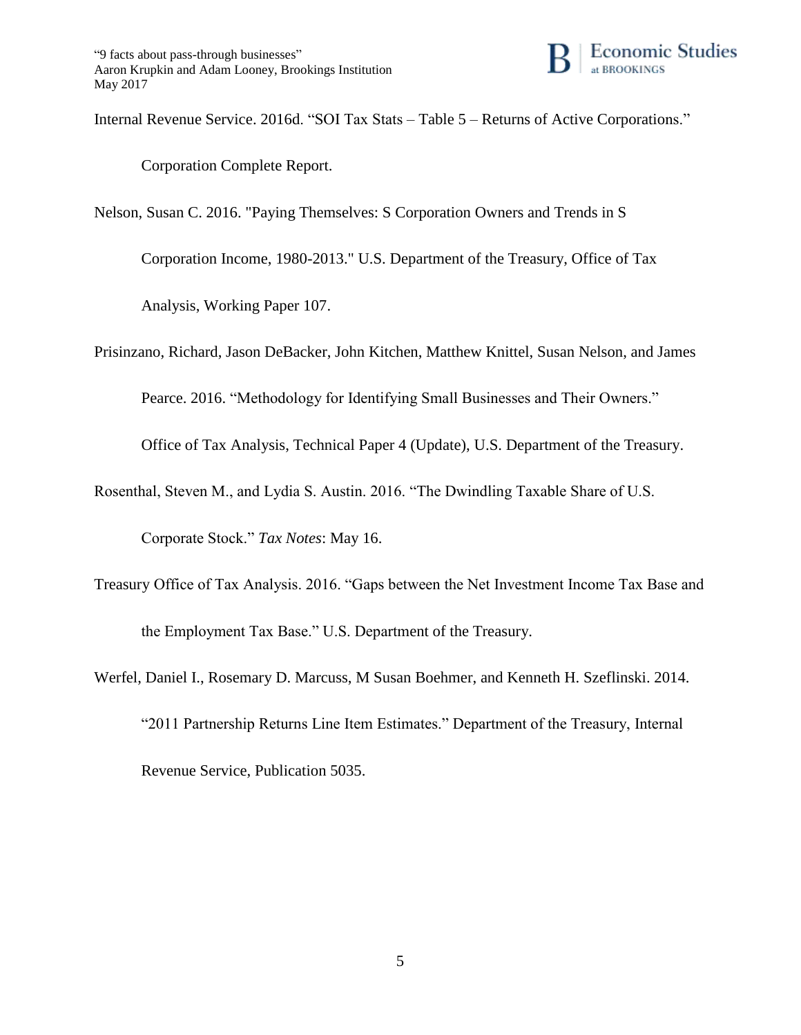Internal Revenue Service. 2016d. "SOI Tax Stats – Table 5 – Returns of Active Corporations." Corporation Complete Report.

Nelson, Susan C. 2016. "Paying Themselves: S Corporation Owners and Trends in S Corporation Income, 1980-2013." U.S. Department of the Treasury, Office of Tax Analysis, Working Paper 107.

Prisinzano, Richard, Jason DeBacker, John Kitchen, Matthew Knittel, Susan Nelson, and James Pearce. 2016. "Methodology for Identifying Small Businesses and Their Owners." Office of Tax Analysis, Technical Paper 4 (Update), U.S. Department of the Treasury.

Rosenthal, Steven M., and Lydia S. Austin. 2016. "The Dwindling Taxable Share of U.S. Corporate Stock." *Tax Notes*: May 16.

Treasury Office of Tax Analysis. 2016. "Gaps between the Net Investment Income Tax Base and the Employment Tax Base." U.S. Department of the Treasury.

Werfel, Daniel I., Rosemary D. Marcuss, M Susan Boehmer, and Kenneth H. Szeflinski. 2014. "2011 Partnership Returns Line Item Estimates." Department of the Treasury, Internal Revenue Service, Publication 5035.